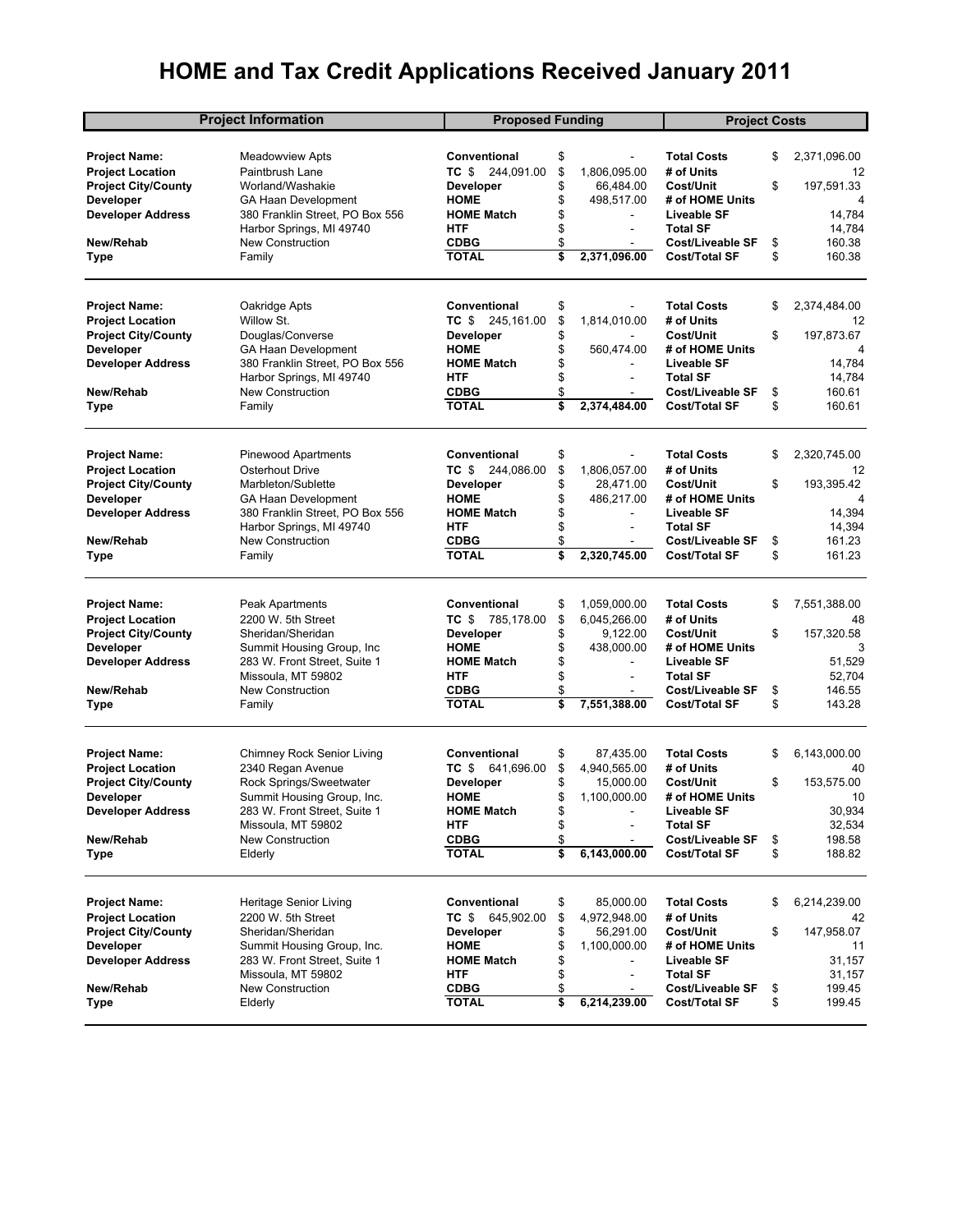# HOME and Tax Credit Applications Received January 2011

| Project Information | | Proposed Funding | | Project Costs | |
|---|---|---|---|---|---|
| **Project Name:** | Meadowview Apts | **Conventional** | $ - | **Total Costs** | $ 2,371,096.00 |
| **Project Location** | Paintbrush Lane | **TC** $ 244,091.00 | $ 1,806,095.00 | **# of Units** | 12 |
| **Project City/County** | Worland/Washakie | **Developer** | $ 66,484.00 | **Cost/Unit** | $ 197,591.33 |
| **Developer** | GA Haan Development | **HOME** | $ 498,517.00 | **# of HOME Units** | 4 |
| **Developer Address** | 380 Franklin Street, PO Box 556 | **HOME Match** | $ - | **Liveable SF** | 14,784 |
| | Harbor Springs, MI 49740 | **HTF** | $ - | **Total SF** | 14,784 |
| **New/Rehab** | New Construction | **CDBG** | $ - | **Cost/Liveable SF** | $ 160.38 |
| **Type** | Family | **TOTAL** | $ 2,371,096.00 | **Cost/Total SF** | $ 160.38 |
| | | | | | |
| **Project Name:** | Oakridge Apts | **Conventional** | $ - | **Total Costs** | $ 2,374,484.00 |
| **Project Location** | Willow St. | **TC** $ 245,161.00 | $ 1,814,010.00 | **# of Units** | 12 |
| **Project City/County** | Douglas/Converse | **Developer** | $ - | **Cost/Unit** | $ 197,873.67 |
| **Developer** | GA Haan Development | **HOME** | $ 560,474.00 | **# of HOME Units** | 4 |
| **Developer Address** | 380 Franklin Street, PO Box 556 | **HOME Match** | $ - | **Liveable SF** | 14,784 |
| | Harbor Springs, MI 49740 | **HTF** | $ - | **Total SF** | 14,784 |
| **New/Rehab** | New Construction | **CDBG** | $ - | **Cost/Liveable SF** | $ 160.61 |
| **Type** | Family | **TOTAL** | $ 2,374,484.00 | **Cost/Total SF** | $ 160.61 |
| | | | | | |
| **Project Name:** | Pinewood Apartments | **Conventional** | $ - | **Total Costs** | $ 2,320,745.00 |
| **Project Location** | Osterhout Drive | **TC** $ 244,086.00 | $ 1,806,057.00 | **# of Units** | 12 |
| **Project City/County** | Marbleton/Sublette | **Developer** | $ 28,471.00 | **Cost/Unit** | $ 193,395.42 |
| **Developer** | GA Haan Development | **HOME** | $ 486,217.00 | **# of HOME Units** | 4 |
| **Developer Address** | 380 Franklin Street, PO Box 556 | **HOME Match** | $ - | **Liveable SF** | 14,394 |
| | Harbor Springs, MI 49740 | **HTF** | $ - | **Total SF** | 14,394 |
| **New/Rehab** | New Construction | **CDBG** | $ - | **Cost/Liveable SF** | $ 161.23 |
| **Type** | Family | **TOTAL** | $ 2,320,745.00 | **Cost/Total SF** | $ 161.23 |
| | | | | | |
| **Project Name:** | Peak Apartments | **Conventional** | $ 1,059,000.00 | **Total Costs** | $ 7,551,388.00 |
| **Project Location** | 2200 W. 5th Street | **TC** $ 785,178.00 | $ 6,045,266.00 | **# of Units** | 48 |
| **Project City/County** | Sheridan/Sheridan | **Developer** | $ 9,122.00 | **Cost/Unit** | $ 157,320.58 |
| **Developer** | Summit Housing Group, Inc | **HOME** | $ 438,000.00 | **# of HOME Units** | 3 |
| **Developer Address** | 283 W. Front Street, Suite 1 | **HOME Match** | $ - | **Liveable SF** | 51,529 |
| | Missoula, MT 59802 | **HTF** | $ - | **Total SF** | 52,704 |
| **New/Rehab** | New Construction | **CDBG** | $ - | **Cost/Liveable SF** | $ 146.55 |
| **Type** | Family | **TOTAL** | $ 7,551,388.00 | **Cost/Total SF** | $ 143.28 |
| | | | | | |
| **Project Name:** | Chimney Rock Senior Living | **Conventional** | $ 87,435.00 | **Total Costs** | $ 6,143,000.00 |
| **Project Location** | 2340 Regan Avenue | **TC** $ 641,696.00 | $ 4,940,565.00 | **# of Units** | 40 |
| **Project City/County** | Rock Springs/Sweetwater | **Developer** | $ 15,000.00 | **Cost/Unit** | $ 153,575.00 |
| **Developer** | Summit Housing Group, Inc. | **HOME** | $ 1,100,000.00 | **# of HOME Units** | 10 |
| **Developer Address** | 283 W. Front Street, Suite 1 | **HOME Match** | $ - | **Liveable SF** | 30,934 |
| | Missoula, MT 59802 | **HTF** | $ - | **Total SF** | 32,534 |
| **New/Rehab** | New Construction | **CDBG** | $ - | **Cost/Liveable SF** | $ 198.58 |
| **Type** | Elderly | **TOTAL** | $ 6,143,000.00 | **Cost/Total SF** | $ 188.82 |
| | | | | | |
| **Project Name:** | Heritage Senior Living | **Conventional** | $ 85,000.00 | **Total Costs** | $ 6,214,239.00 |
| **Project Location** | 2200 W. 5th Street | **TC** $ 645,902.00 | $ 4,972,948.00 | **# of Units** | 42 |
| **Project City/County** | Sheridan/Sheridan | **Developer** | $ 56,291.00 | **Cost/Unit** | $ 147,958.07 |
| **Developer** | Summit Housing Group, Inc. | **HOME** | $ 1,100,000.00 | **# of HOME Units** | 11 |
| **Developer Address** | 283 W. Front Street, Suite 1 | **HOME Match** | $ - | **Liveable SF** | 31,157 |
| | Missoula, MT 59802 | **HTF** | $ - | **Total SF** | 31,157 |
| **New/Rehab** | New Construction | **CDBG** | $ - | **Cost/Liveable SF** | $ 199.45 |
| **Type** | Elderly | **TOTAL** | $ 6,214,239.00 | **Cost/Total SF** | $ 199.45 |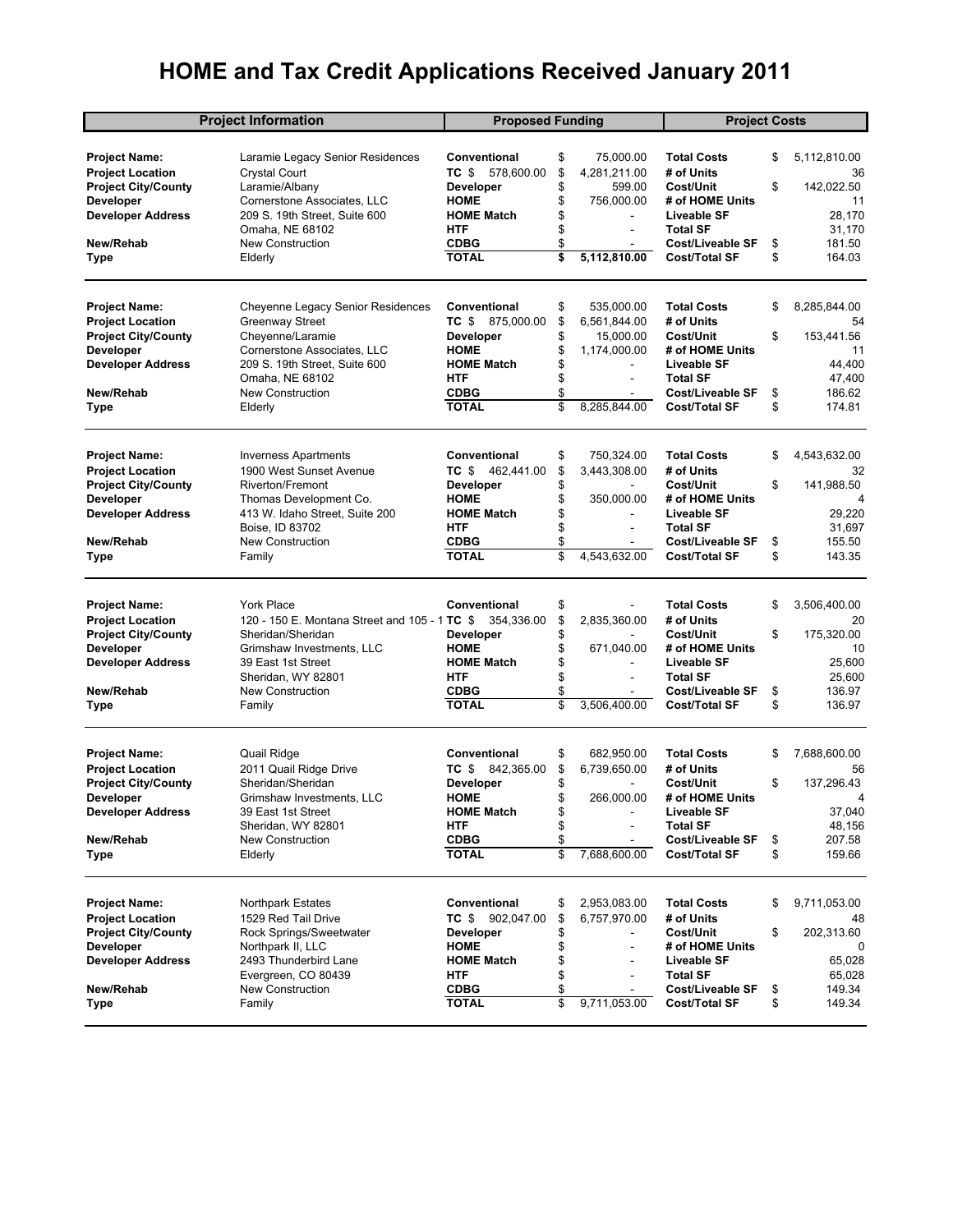# HOME and Tax Credit Applications Received January 2011

| Project Information | | Proposed Funding | | Project Costs | |
|---|---|---|---|---|---|
| **Project Name:** | Laramie Legacy Senior Residences | **Conventional** | $ 75,000.00 | **Total Costs** | $ 5,112,810.00 |
| **Project Location** | Crystal Court | **TC** $ 578,600.00 | $ 4,281,211.00 | **# of Units** | 36 |
| **Project City/County** | Laramie/Albany | **Developer** | $ 599.00 | **Cost/Unit** | $ 142,022.50 |
| **Developer** | Cornerstone Associates, LLC | **HOME** | $ 756,000.00 | **# of HOME Units** | 11 |
| **Developer Address** | 209 S. 19th Street, Suite 600 | **HOME Match** | $ - | **Liveable SF** | 28,170 |
| | Omaha, NE 68102 | **HTF** | $ - | **Total SF** | 31,170 |
| **New/Rehab** | New Construction | **CDBG** | $ - | **Cost/Liveable SF** | $ 181.50 |
| **Type** | Elderly | **TOTAL** | **$ 5,112,810.00** | **Cost/Total SF** | $ 164.03 |
| **Project Name:** | Cheyenne Legacy Senior Residences | **Conventional** | $ 535,000.00 | **Total Costs** | $ 8,285,844.00 |
| **Project Location** | Greenway Street | **TC** $ 875,000.00 | $ 6,561,844.00 | **# of Units** | 54 |
| **Project City/County** | Cheyenne/Laramie | **Developer** | $ 15,000.00 | **Cost/Unit** | $ 153,441.56 |
| **Developer** | Cornerstone Associates, LLC | **HOME** | $ 1,174,000.00 | **# of HOME Units** | 11 |
| **Developer Address** | 209 S. 19th Street, Suite 600 | **HOME Match** | $ - | **Liveable SF** | 44,400 |
| | Omaha, NE 68102 | **HTF** | $ - | **Total SF** | 47,400 |
| **New/Rehab** | New Construction | **CDBG** | $ - | **Cost/Liveable SF** | $ 186.62 |
| **Type** | Elderly | **TOTAL** | $ 8,285,844.00 | **Cost/Total SF** | $ 174.81 |
| **Project Name:** | Inverness Apartments | **Conventional** | $ 750,324.00 | **Total Costs** | $ 4,543,632.00 |
| **Project Location** | 1900 West Sunset Avenue | **TC** $ 462,441.00 | $ 3,443,308.00 | **# of Units** | 32 |
| **Project City/County** | Riverton/Fremont | **Developer** | $ - | **Cost/Unit** | $ 141,988.50 |
| **Developer** | Thomas Development Co. | **HOME** | $ 350,000.00 | **# of HOME Units** | 4 |
| **Developer Address** | 413 W. Idaho Street, Suite 200 | **HOME Match** | $ - | **Liveable SF** | 29,220 |
| | Boise, ID 83702 | **HTF** | $ - | **Total SF** | 31,697 |
| **New/Rehab** | New Construction | **CDBG** | $ - | **Cost/Liveable SF** | $ 155.50 |
| **Type** | Family | **TOTAL** | $ 4,543,632.00 | **Cost/Total SF** | $ 143.35 |
| **Project Name:** | York Place | **Conventional** | $ - | **Total Costs** | $ 3,506,400.00 |
| **Project Location** | 120 - 150 E. Montana Street and 105 - 1 | **TC** $ 354,336.00 | $ 2,835,360.00 | **# of Units** | 20 |
| **Project City/County** | Sheridan/Sheridan | **Developer** | $ - | **Cost/Unit** | $ 175,320.00 |
| **Developer** | Grimshaw Investments, LLC | **HOME** | $ 671,040.00 | **# of HOME Units** | 10 |
| **Developer Address** | 39 East 1st Street | **HOME Match** | $ - | **Liveable SF** | 25,600 |
| | Sheridan, WY 82801 | **HTF** | $ - | **Total SF** | 25,600 |
| **New/Rehab** | New Construction | **CDBG** | $ - | **Cost/Liveable SF** | $ 136.97 |
| **Type** | Family | **TOTAL** | $ 3,506,400.00 | **Cost/Total SF** | $ 136.97 |
| **Project Name:** | Quail Ridge | **Conventional** | $ 682,950.00 | **Total Costs** | $ 7,688,600.00 |
| **Project Location** | 2011 Quail Ridge Drive | **TC** $ 842,365.00 | $ 6,739,650.00 | **# of Units** | 56 |
| **Project City/County** | Sheridan/Sheridan | **Developer** | $ - | **Cost/Unit** | $ 137,296.43 |
| **Developer** | Grimshaw Investments, LLC | **HOME** | $ 266,000.00 | **# of HOME Units** | 4 |
| **Developer Address** | 39 East 1st Street | **HOME Match** | $ - | **Liveable SF** | 37,040 |
| | Sheridan, WY 82801 | **HTF** | $ - | **Total SF** | 48,156 |
| **New/Rehab** | New Construction | **CDBG** | $ - | **Cost/Liveable SF** | $ 207.58 |
| **Type** | Elderly | **TOTAL** | $ 7,688,600.00 | **Cost/Total SF** | $ 159.66 |
| **Project Name:** | Northpark Estates | **Conventional** | $ 2,953,083.00 | **Total Costs** | $ 9,711,053.00 |
| **Project Location** | 1529 Red Tail Drive | **TC** $ 902,047.00 | $ 6,757,970.00 | **# of Units** | 48 |
| **Project City/County** | Rock Springs/Sweetwater | **Developer** | $ - | **Cost/Unit** | $ 202,313.60 |
| **Developer** | Northpark II, LLC | **HOME** | $ - | **# of HOME Units** | 0 |
| **Developer Address** | 2493 Thunderbird Lane | **HOME Match** | $ - | **Liveable SF** | 65,028 |
| | Evergreen, CO 80439 | **HTF** | $ - | **Total SF** | 65,028 |
| **New/Rehab** | New Construction | **CDBG** | $ - | **Cost/Liveable SF** | $ 149.34 |
| **Type** | Family | **TOTAL** | $ 9,711,053.00 | **Cost/Total SF** | $ 149.34 |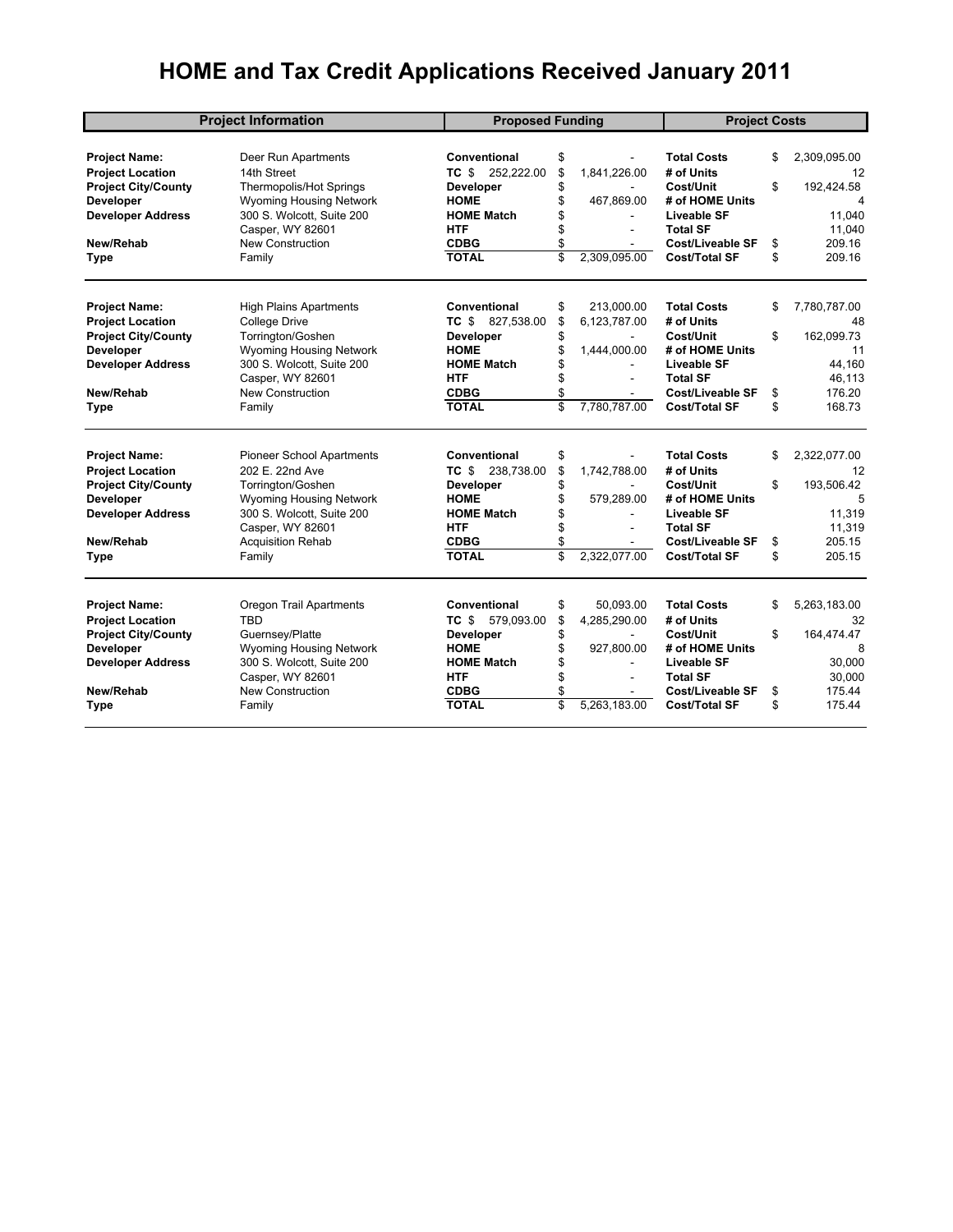# HOME and Tax Credit Applications Received January 2011

| Project Information | | Proposed Funding | | Project Costs | |
|---|---|---|---|---|---|
| **Project Name:** | Deer Run Apartments | **Conventional** | $ - | **Total Costs** | $ 2,309,095.00 |
| **Project Location** | 14th Street | **TC** $ 252,222.00 | $ 1,841,226.00 | **# of Units** | 12 |
| **Project City/County** | Thermopolis/Hot Springs | **Developer** | $ - | **Cost/Unit** | $ 192,424.58 |
| **Developer** | Wyoming Housing Network | **HOME** | $ 467,869.00 | **# of HOME Units** | 4 |
| **Developer Address** | 300 S. Wolcott, Suite 200 | **HOME Match** | $ - | **Liveable SF** | 11,040 |
| | Casper, WY 82601 | **HTF** | $ - | **Total SF** | 11,040 |
| **New/Rehab** | New Construction | **CDBG** | $ - | **Cost/Liveable SF** | $ 209.16 |
| **Type** | Family | **TOTAL** | $ 2,309,095.00 | **Cost/Total SF** | $ 209.16 |
| **Project Name:** | High Plains Apartments | **Conventional** | $ 213,000.00 | **Total Costs** | $ 7,780,787.00 |
| **Project Location** | College Drive | **TC** $ 827,538.00 | $ 6,123,787.00 | **# of Units** | 48 |
| **Project City/County** | Torrington/Goshen | **Developer** | $ - | **Cost/Unit** | $ 162,099.73 |
| **Developer** | Wyoming Housing Network | **HOME** | $ 1,444,000.00 | **# of HOME Units** | 11 |
| **Developer Address** | 300 S. Wolcott, Suite 200 | **HOME Match** | $ - | **Liveable SF** | 44,160 |
| | Casper, WY 82601 | **HTF** | $ - | **Total SF** | 46,113 |
| **New/Rehab** | New Construction | **CDBG** | $ - | **Cost/Liveable SF** | $ 176.20 |
| **Type** | Family | **TOTAL** | $ 7,780,787.00 | **Cost/Total SF** | $ 168.73 |
| **Project Name:** | Pioneer School Apartments | **Conventional** | $ - | **Total Costs** | $ 2,322,077.00 |
| **Project Location** | 202 E. 22nd Ave | **TC** $ 238,738.00 | $ 1,742,788.00 | **# of Units** | 12 |
| **Project City/County** | Torrington/Goshen | **Developer** | $ - | **Cost/Unit** | $ 193,506.42 |
| **Developer** | Wyoming Housing Network | **HOME** | $ 579,289.00 | **# of HOME Units** | 5 |
| **Developer Address** | 300 S. Wolcott, Suite 200 | **HOME Match** | $ - | **Liveable SF** | 11,319 |
| | Casper, WY 82601 | **HTF** | $ - | **Total SF** | 11,319 |
| **New/Rehab** | Acquisition Rehab | **CDBG** | $ - | **Cost/Liveable SF** | $ 205.15 |
| **Type** | Family | **TOTAL** | $ 2,322,077.00 | **Cost/Total SF** | $ 205.15 |
| **Project Name:** | Oregon Trail Apartments | **Conventional** | $ 50,093.00 | **Total Costs** | $ 5,263,183.00 |
| **Project Location** | TBD | **TC** $ 579,093.00 | $ 4,285,290.00 | **# of Units** | 32 |
| **Project City/County** | Guernsey/Platte | **Developer** | $ - | **Cost/Unit** | $ 164,474.47 |
| **Developer** | Wyoming Housing Network | **HOME** | $ 927,800.00 | **# of HOME Units** | 8 |
| **Developer Address** | 300 S. Wolcott, Suite 200 | **HOME Match** | $ - | **Liveable SF** | 30,000 |
| | Casper, WY 82601 | **HTF** | $ - | **Total SF** | 30,000 |
| **New/Rehab** | New Construction | **CDBG** | $ - | **Cost/Liveable SF** | $ 175.44 |
| **Type** | Family | **TOTAL** | $ 5,263,183.00 | **Cost/Total SF** | $ 175.44 |